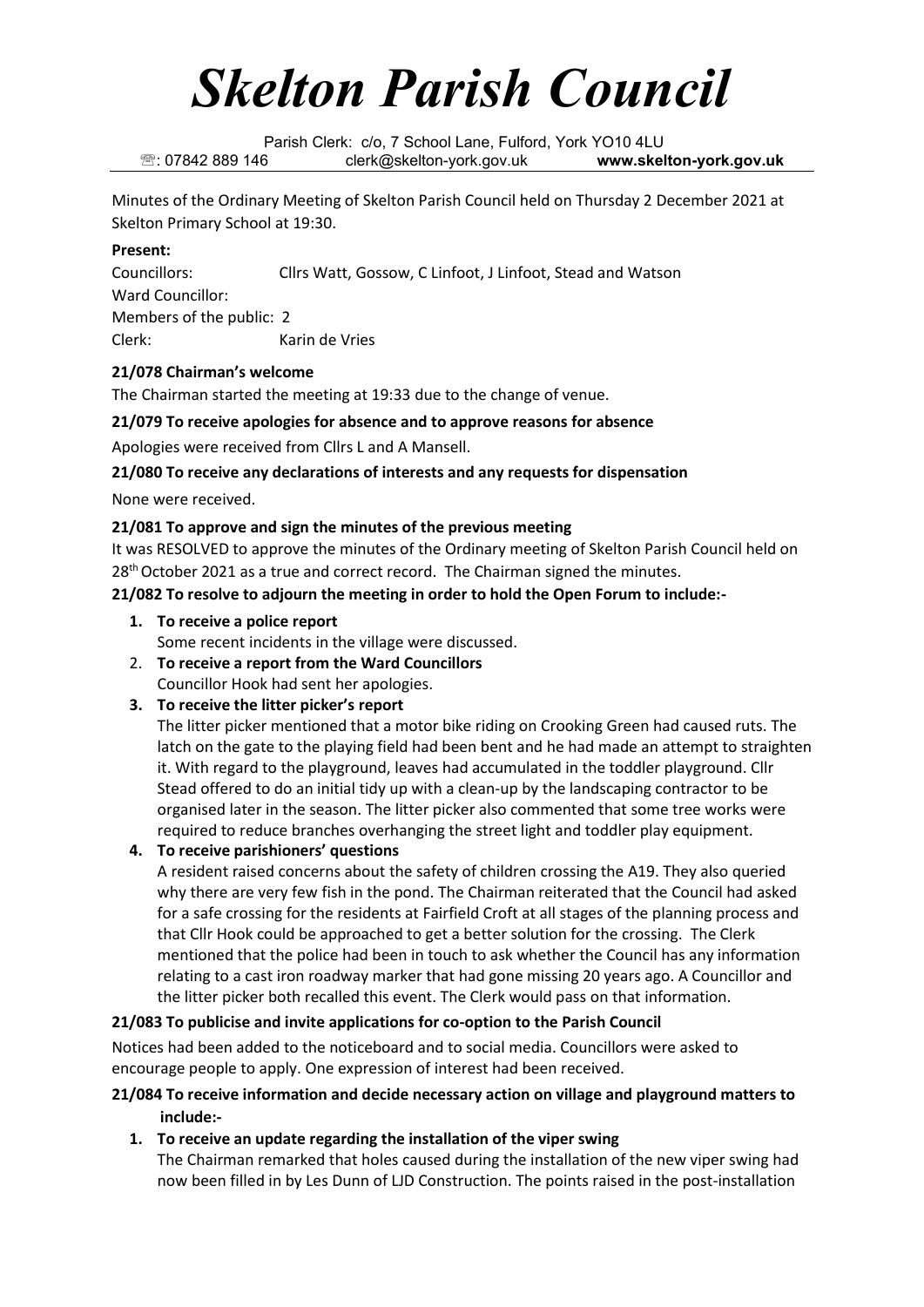# *Skelton Parish Council*

Parish Clerk: c/o, 7 School Lane, Fulford, York YO10 4LU
☏: 07842 889 146 clerk@skelton-york.gov.uk **www.skelton-york.gov.uk**

Minutes of the Ordinary Meeting of Skelton Parish Council held on Thursday 2 December 2021 at Skelton Primary School at 19:30.

**Present:**

Councillors: Cllrs Watt, Gossow, C Linfoot, J Linfoot, Stead and Watson
Ward Councillor:
Members of the public: 2
Clerk: Karin de Vries

**21/078 Chairman's welcome**

The Chairman started the meeting at 19:33 due to the change of venue.

**21/079 To receive apologies for absence and to approve reasons for absence**

Apologies were received from Cllrs L and A Mansell.

**21/080 To receive any declarations of interests and any requests for dispensation**

None were received.

**21/081 To approve and sign the minutes of the previous meeting**

It was RESOLVED to approve the minutes of the Ordinary meeting of Skelton Parish Council held on 28th October 2021 as a true and correct record. The Chairman signed the minutes.

**21/082 To resolve to adjourn the meeting in order to hold the Open Forum to include:-**

1. **To receive a police report**
   Some recent incidents in the village were discussed.
2. **To receive a report from the Ward Councillors**
   Councillor Hook had sent her apologies.
3. **To receive the litter picker's report**
   The litter picker mentioned that a motor bike riding on Crooking Green had caused ruts. The latch on the gate to the playing field had been bent and he had made an attempt to straighten it. With regard to the playground, leaves had accumulated in the toddler playground. Cllr Stead offered to do an initial tidy up with a clean-up by the landscaping contractor to be organised later in the season. The litter picker also commented that some tree works were required to reduce branches overhanging the street light and toddler play equipment.
4. **To receive parishioners' questions**
   A resident raised concerns about the safety of children crossing the A19. They also queried why there are very few fish in the pond. The Chairman reiterated that the Council had asked for a safe crossing for the residents at Fairfield Croft at all stages of the planning process and that Cllr Hook could be approached to get a better solution for the crossing. The Clerk mentioned that the police had been in touch to ask whether the Council has any information relating to a cast iron roadway marker that had gone missing 20 years ago. A Councillor and the litter picker both recalled this event. The Clerk would pass on that information.

**21/083 To publicise and invite applications for co-option to the Parish Council**

Notices had been added to the noticeboard and to social media. Councillors were asked to encourage people to apply. One expression of interest had been received.

**21/084 To receive information and decide necessary action on village and playground matters to include:-**

1. **To receive an update regarding the installation of the viper swing**
   The Chairman remarked that holes caused during the installation of the new viper swing had now been filled in by Les Dunn of LJD Construction. The points raised in the post-installation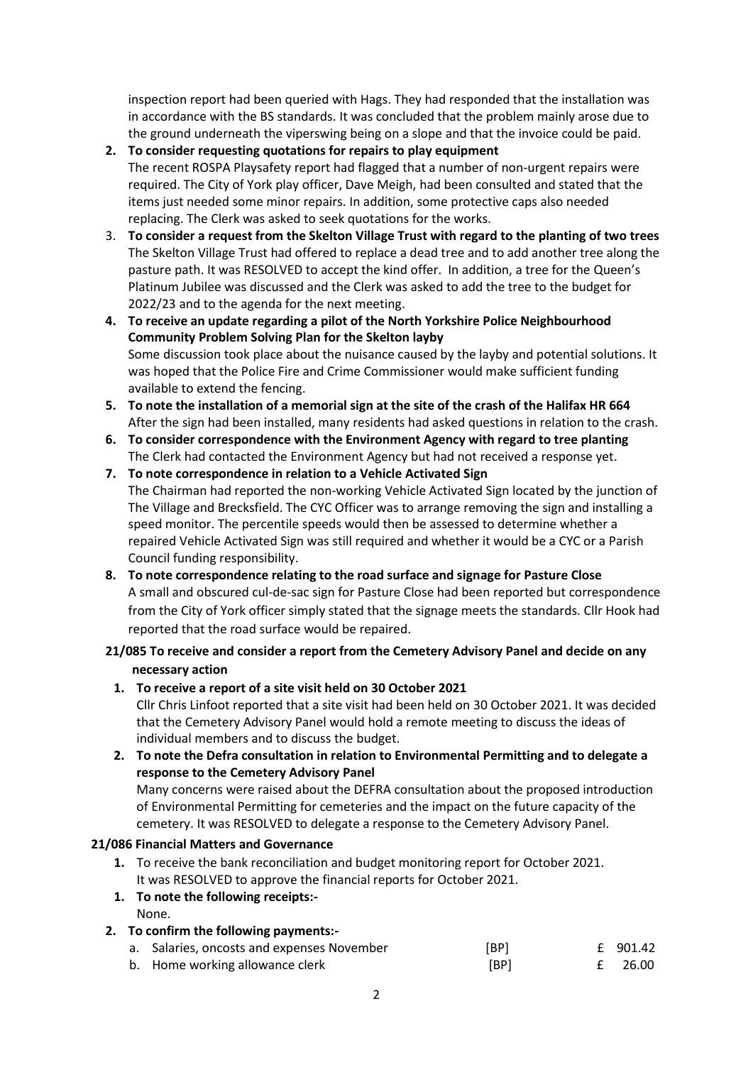inspection report had been queried with Hags. They had responded that the installation was in accordance with the BS standards. It was concluded that the problem mainly arose due to the ground underneath the viperswing being on a slope and that the invoice could be paid.

2. **To consider requesting quotations for repairs to play equipment**
   The recent ROSPA Playsafety report had flagged that a number of non-urgent repairs were required. The City of York play officer, Dave Meigh, had been consulted and stated that the items just needed some minor repairs. In addition, some protective caps also needed replacing. The Clerk was asked to seek quotations for the works.
3. **To consider a request from the Skelton Village Trust with regard to the planting of two trees**
   The Skelton Village Trust had offered to replace a dead tree and to add another tree along the pasture path. It was RESOLVED to accept the kind offer. In addition, a tree for the Queen's Platinum Jubilee was discussed and the Clerk was asked to add the tree to the budget for 2022/23 and to the agenda for the next meeting.
4. **To receive an update regarding a pilot of the North Yorkshire Police Neighbourhood Community Problem Solving Plan for the Skelton layby**
   Some discussion took place about the nuisance caused by the layby and potential solutions. It was hoped that the Police Fire and Crime Commissioner would make sufficient funding available to extend the fencing.
5. **To note the installation of a memorial sign at the site of the crash of the Halifax HR 664**
   After the sign had been installed, many residents had asked questions in relation to the crash.
6. **To consider correspondence with the Environment Agency with regard to tree planting**
   The Clerk had contacted the Environment Agency but had not received a response yet.
7. **To note correspondence in relation to a Vehicle Activated Sign**
   The Chairman had reported the non-working Vehicle Activated Sign located by the junction of The Village and Brecksfield. The CYC Officer was to arrange removing the sign and installing a speed monitor. The percentile speeds would then be assessed to determine whether a repaired Vehicle Activated Sign was still required and whether it would be a CYC or a Parish Council funding responsibility.
8. **To note correspondence relating to the road surface and signage for Pasture Close**
   A small and obscured cul-de-sac sign for Pasture Close had been reported but correspondence from the City of York officer simply stated that the signage meets the standards. Cllr Hook had reported that the road surface would be repaired.

**21/085 To receive and consider a report from the Cemetery Advisory Panel and decide on any necessary action**

1. **To receive a report of a site visit held on 30 October 2021**
   Cllr Chris Linfoot reported that a site visit had been held on 30 October 2021. It was decided that the Cemetery Advisory Panel would hold a remote meeting to discuss the ideas of individual members and to discuss the budget.
2. **To note the Defra consultation in relation to Environmental Permitting and to delegate a response to the Cemetery Advisory Panel**
   Many concerns were raised about the DEFRA consultation about the proposed introduction of Environmental Permitting for cemeteries and the impact on the future capacity of the cemetery. It was RESOLVED to delegate a response to the Cemetery Advisory Panel.

**21/086 Financial Matters and Governance**

1. To receive the bank reconciliation and budget monitoring report for October 2021.
   It was RESOLVED to approve the financial reports for October 2021.
1. **To note the following receipts:-**
   None.
2. **To confirm the following payments:-**

| | | |
|---|---|---|
| a. Salaries, oncosts and expenses November | [BP] | £ 901.42 |
| b. Home working allowance clerk | [BP] | £ 26.00 |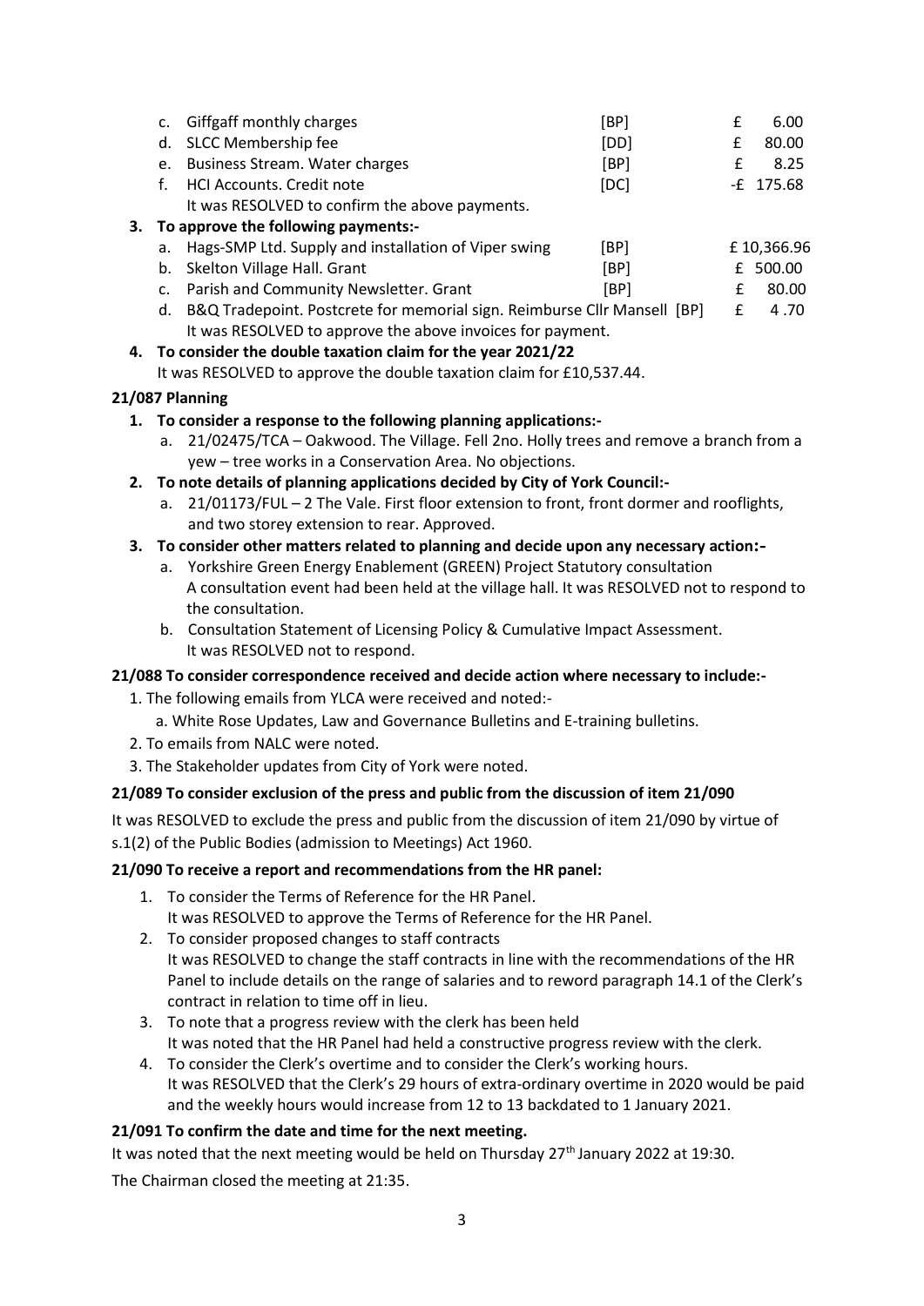c. Giffgaff monthly charges [BP] £ 6.00
d. SLCC Membership fee [DD] £ 80.00
e. Business Stream. Water charges [BP] £ 8.25
f. HCI Accounts. Credit note [DC] -£ 175.68

It was RESOLVED to confirm the above payments.

**3. To approve the following payments:-**

a. Hags-SMP Ltd. Supply and installation of Viper swing [BP] £ 10,366.96
b. Skelton Village Hall. Grant [BP] £ 500.00
c. Parish and Community Newsletter. Grant [BP] £ 80.00
d. B&Q Tradepoint. Postcrete for memorial sign. Reimburse Cllr Mansell [BP] £ 4 .70

It was RESOLVED to approve the above invoices for payment.

**4. To consider the double taxation claim for the year 2021/22**

It was RESOLVED to approve the double taxation claim for £10,537.44.

**21/087 Planning**

**1. To consider a response to the following planning applications:-**

a. 21/02475/TCA – Oakwood. The Village. Fell 2no. Holly trees and remove a branch from a yew – tree works in a Conservation Area. No objections.

**2. To note details of planning applications decided by City of York Council:-**

a. 21/01173/FUL – 2 The Vale. First floor extension to front, front dormer and rooflights, and two storey extension to rear. Approved.

**3. To consider other matters related to planning and decide upon any necessary action:-**

a. Yorkshire Green Energy Enablement (GREEN) Project Statutory consultation
A consultation event had been held at the village hall. It was RESOLVED not to respond to the consultation.

b. Consultation Statement of Licensing Policy & Cumulative Impact Assessment.
It was RESOLVED not to respond.

**21/088 To consider correspondence received and decide action where necessary to include:-**

1. The following emails from YLCA were received and noted:-
   a. White Rose Updates, Law and Governance Bulletins and E-training bulletins.
2. To emails from NALC were noted.
3. The Stakeholder updates from City of York were noted.

**21/089 To consider exclusion of the press and public from the discussion of item 21/090**

It was RESOLVED to exclude the press and public from the discussion of item 21/090 by virtue of s.1(2) of the Public Bodies (admission to Meetings) Act 1960.

**21/090 To receive a report and recommendations from the HR panel:**

1. To consider the Terms of Reference for the HR Panel.
   It was RESOLVED to approve the Terms of Reference for the HR Panel.
2. To consider proposed changes to staff contracts
   It was RESOLVED to change the staff contracts in line with the recommendations of the HR Panel to include details on the range of salaries and to reword paragraph 14.1 of the Clerk's contract in relation to time off in lieu.
3. To note that a progress review with the clerk has been held
   It was noted that the HR Panel had held a constructive progress review with the clerk.
4. To consider the Clerk's overtime and to consider the Clerk's working hours.
   It was RESOLVED that the Clerk's 29 hours of extra-ordinary overtime in 2020 would be paid and the weekly hours would increase from 12 to 13 backdated to 1 January 2021.

**21/091 To confirm the date and time for the next meeting.**

It was noted that the next meeting would be held on Thursday 27th January 2022 at 19:30.

The Chairman closed the meeting at 21:35.